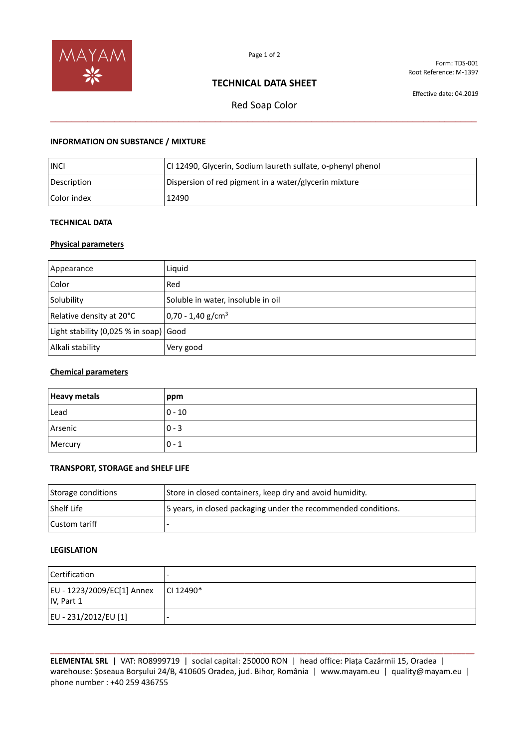Form: TDS-001
Root Reference: M-1397

Effective date: 04.2019

# TECHNICAL DATA SHEET

## Red Soap Color

### INFORMATION ON SUBSTANCE / MIXTURE

| INCI | CI 12490, Glycerin, Sodium laureth sulfate, o-phenyl phenol |
|---|---|
| Description | Dispersion of red pigment in a water/glycerin mixture |
| Color index | 12490 |

### TECHNICAL DATA

#### Physical parameters

| Appearance | Liquid |
|---|---|
| Color | Red |
| Solubility | Soluble in water, insoluble in oil |
| Relative density at 20°C | 0,70 - 1,40 g/cm$^3$ |
| Light stability (0,025 % in soap) | Good |
| Alkali stability | Very good |

#### Chemical parameters

| **Heavy metals** | **ppm** |
|---|---|
| Lead | 0 - 10 |
| Arsenic | 0 - 3 |
| Mercury | 0 - 1 |

### TRANSPORT, STORAGE and SHELF LIFE

| Storage conditions | Store in closed containers, keep dry and avoid humidity. |
|---|---|
| Shelf Life | 5 years, in closed packaging under the recommended conditions. |
| Custom tariff | - |

### LEGISLATION

| Certification | - |
|---|---|
| EU - 1223/2009/EC[1] Annex IV, Part 1 | CI 12490* |
| EU - 231/2012/EU [1] | - |

**ELEMENTAL SRL** | VAT: RO8999719 | social capital: 250000 RON | head office: Piața Cazărmii 15, Oradea | warehouse: Șoseaua Borșului 24/B, 410605 Oradea, jud. Bihor, România | www.mayam.eu | quality@mayam.eu | phone number : +40 259 436755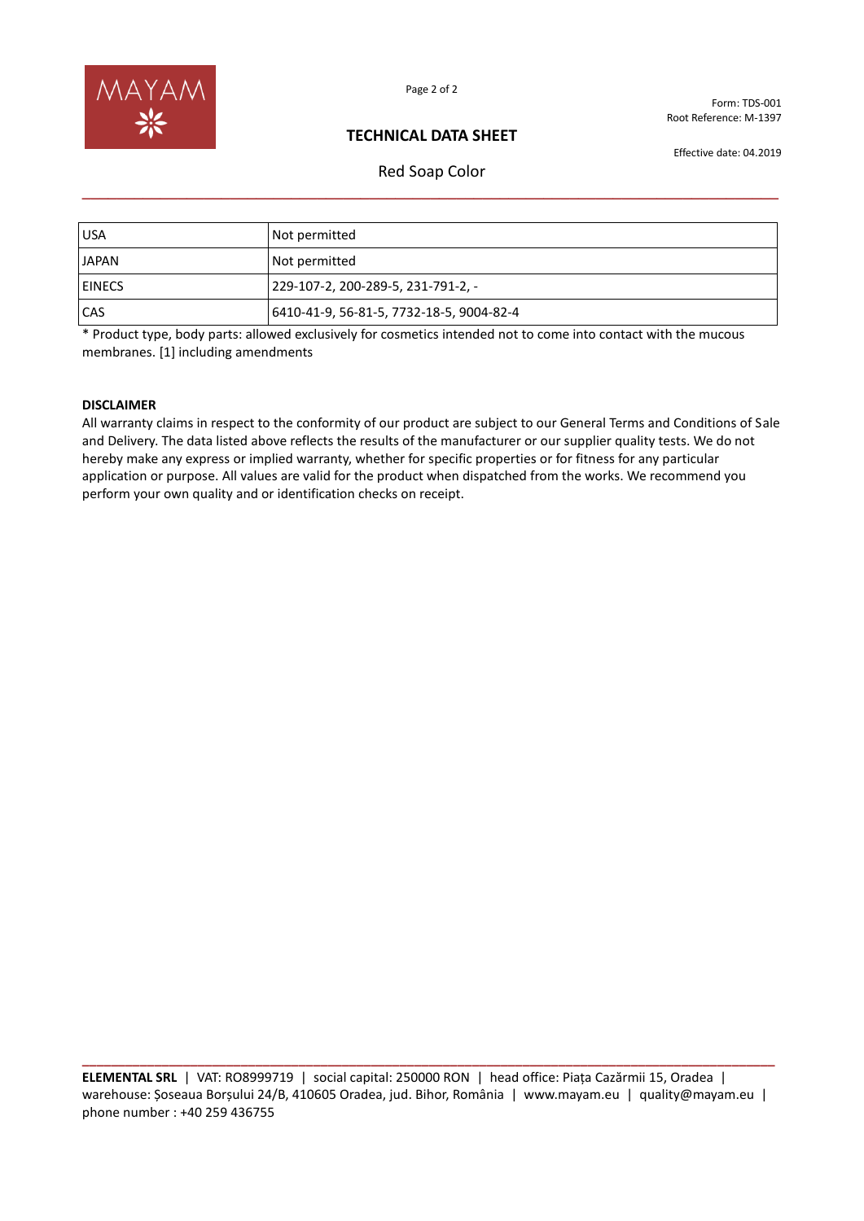| | |
|---|---|
| USA | Not permitted |
| JAPAN | Not permitted |
| EINECS | 229-107-2, 200-289-5, 231-791-2, - |
| CAS | 6410-41-9, 56-81-5, 7732-18-5, 9004-82-4 |

* Product type, body parts: allowed exclusively for cosmetics intended not to come into contact with the mucous membranes. [1] including amendments

**DISCLAIMER**

All warranty claims in respect to the conformity of our product are subject to our General Terms and Conditions of Sale and Delivery. The data listed above reflects the results of the manufacturer or our supplier quality tests. We do not hereby make any express or implied warranty, whether for specific properties or for fitness for any particular application or purpose. All values are valid for the product when dispatched from the works. We recommend you perform your own quality and or identification checks on receipt.